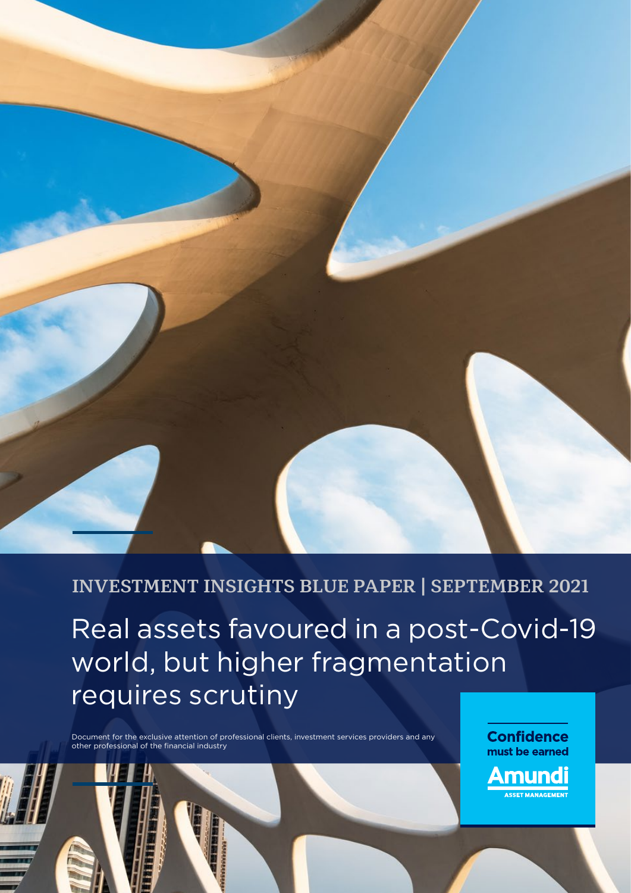INVESTMENT INSIGHTS BLUE PAPER | SEPTEMBER 2021

# Real assets favoured in a post-Covid-19 world, but higher fragmentation requires scrutiny

Document for the exclusive attention of professional clients, investment services providers and any other professional of the financial industry

**Confidence must be earned**

**Amundi**
ASSET MANAGEMENT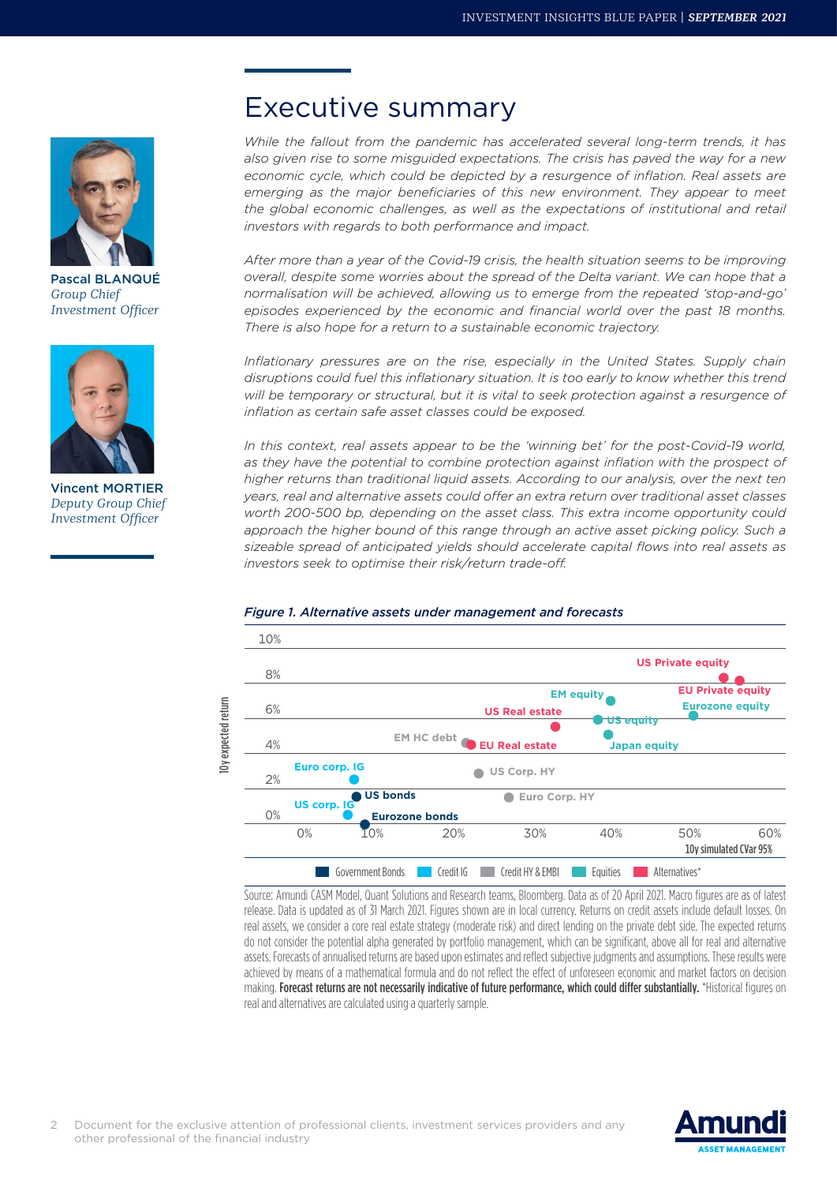Pascal BLANQUÉ
*Group Chief Investment Officer*

Vincent MORTIER
*Deputy Group Chief Investment Officer*

# Executive summary

*While the fallout from the pandemic has accelerated several long-term trends, it has also given rise to some misguided expectations. The crisis has paved the way for a new economic cycle, which could be depicted by a resurgence of inflation. Real assets are emerging as the major beneficiaries of this new environment. They appear to meet the global economic challenges, as well as the expectations of institutional and retail investors with regards to both performance and impact.*

*After more than a year of the Covid-19 crisis, the health situation seems to be improving overall, despite some worries about the spread of the Delta variant. We can hope that a normalisation will be achieved, allowing us to emerge from the repeated 'stop-and-go' episodes experienced by the economic and financial world over the past 18 months. There is also hope for a return to a sustainable economic trajectory.*

*Inflationary pressures are on the rise, especially in the United States. Supply chain disruptions could fuel this inflationary situation. It is too early to know whether this trend will be temporary or structural, but it is vital to seek protection against a resurgence of inflation as certain safe asset classes could be exposed.*

*In this context, real assets appear to be the 'winning bet' for the post-Covid-19 world, as they have the potential to combine protection against inflation with the prospect of higher returns than traditional liquid assets. According to our analysis, over the next ten years, real and alternative assets could offer an extra return over traditional asset classes worth 200-500 bp, depending on the asset class. This extra income opportunity could approach the higher bound of this range through an active asset picking policy. Such a sizeable spread of anticipated yields should accelerate capital flows into real assets as investors seek to optimise their risk/return trade-off.*

***Figure 1. Alternative assets under management and forecasts***

Source: Amundi CASM Model, Quant Solutions and Research teams, Bloomberg. Data as of 20 April 2021. Macro figures are as of latest release. Data is updated as of 31 March 2021. Figures shown are in local currency. Returns on credit assets include default losses. On real assets, we consider a core real estate strategy (moderate risk) and direct lending on the private debt side. The expected returns do not consider the potential alpha generated by portfolio management, which can be significant, above all for real and alternative assets. Forecasts of annualised returns are based upon estimates and reflect subjective judgments and assumptions. These results were achieved by means of a mathematical formula and do not reflect the effect of unforeseen economic and market factors on decision making. **Forecast returns are not necessarily indicative of future performance, which could differ substantially.** *Historical figures on real and alternatives are calculated using a quarterly sample.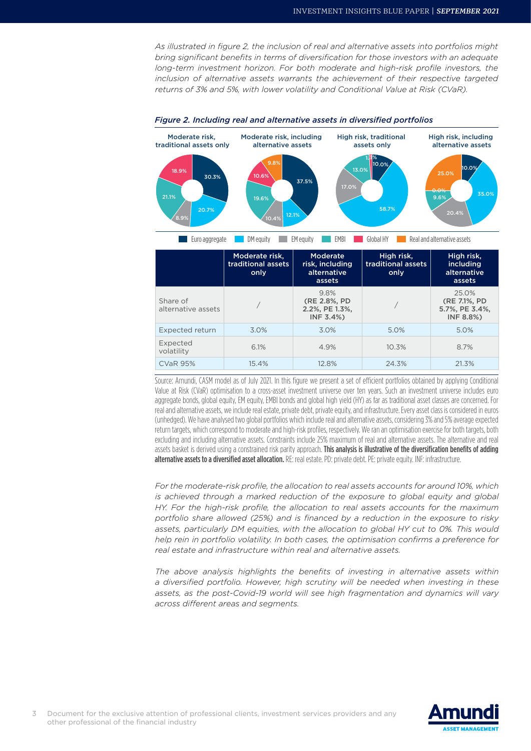*As illustrated in figure 2, the inclusion of real and alternative assets into portfolios might bring significant benefits in terms of diversification for those investors with an adequate long-term investment horizon. For both moderate and high-risk profile investors, the inclusion of alternative assets warrants the achievement of their respective targeted returns of 3% and 5%, with lower volatility and Conditional Value at Risk (CVaR).*

***Figure 2. Including real and alternative assets in diversified portfolios***

| | Euro aggregate | DM equity | EM equity | EMBI | Global HY | Real and alternative assets |
|---|---|---|---|---|---|---|
| Moderate risk, traditional assets only | 30.3% | 20.7% | 8.9% | 21.1% | 18.9% | |
| Moderate risk, including alternative assets | 37.5% | 12.1% | 10.4% | 19.6% | 10.6% | 9.8% |
| High risk, traditional assets only | 10.0% | 58.7% | 17.0% | 13.0% | 1.3% | |
| High risk, including alternative assets | 10.0% | 35.0% | 20.4% | 9.6% | 0.0% | 25.0% |

| | Moderate risk, traditional assets only | Moderate risk, including alternative assets | High risk, traditional assets only | High risk, including alternative assets |
|---|---|---|---|---|
| Share of alternative assets | / | 9.8% **(RE 2.8%, PD 2.2%, PE 1.3%, INF 3.4%)** | / | 25.0% **(RE 7.1%, PD 5.7%, PE 3.4%, INF 8.8%)** |
| Expected return | 3.0% | 3.0% | 5.0% | 5.0% |
| Expected volatility | 6.1% | 4.9% | 10.3% | 8.7% |
| CVaR 95% | 15.4% | 12.8% | 24.3% | 21.3% |

Source: Amundi, CASM model as of July 2021. In this figure we present a set of efficient portfolios obtained by applying Conditional Value at Risk (CVaR) optimisation to a cross-asset investment universe over ten years. Such an investment universe includes euro aggregate bonds, global equity, EM equity, EMBI bonds and global high yield (HY) as far as traditional asset classes are concerned. For real and alternative assets, we include real estate, private debt, private equity, and infrastructure. Every asset class is considered in euros (unhedged). We have analysed two global portfolios which include real and alternative assets, considering 3% and 5% average expected return targets, which correspond to moderate and high-risk profiles, respectively. We ran an optimisation exercise for both targets, both excluding and including alternative assets. Constraints include 25% maximum of real and alternative assets. The alternative and real assets basket is derived using a constrained risk parity approach. **This analysis is illustrative of the diversification benefits of adding alternative assets to a diversified asset allocation.** RE: real estate. PD: private debt. PE: private equity. INF: infrastructure.

*For the moderate-risk profile, the allocation to real assets accounts for around 10%, which is achieved through a marked reduction of the exposure to global equity and global HY. For the high-risk profile, the allocation to real assets accounts for the maximum portfolio share allowed (25%) and is financed by a reduction in the exposure to risky assets, particularly DM equities, with the allocation to global HY cut to 0%. This would help rein in portfolio volatility. In both cases, the optimisation confirms a preference for real estate and infrastructure within real and alternative assets.*

*The above analysis highlights the benefits of investing in alternative assets within a diversified portfolio. However, high scrutiny will be needed when investing in these assets, as the post-Covid-19 world will see high fragmentation and dynamics will vary across different areas and segments.*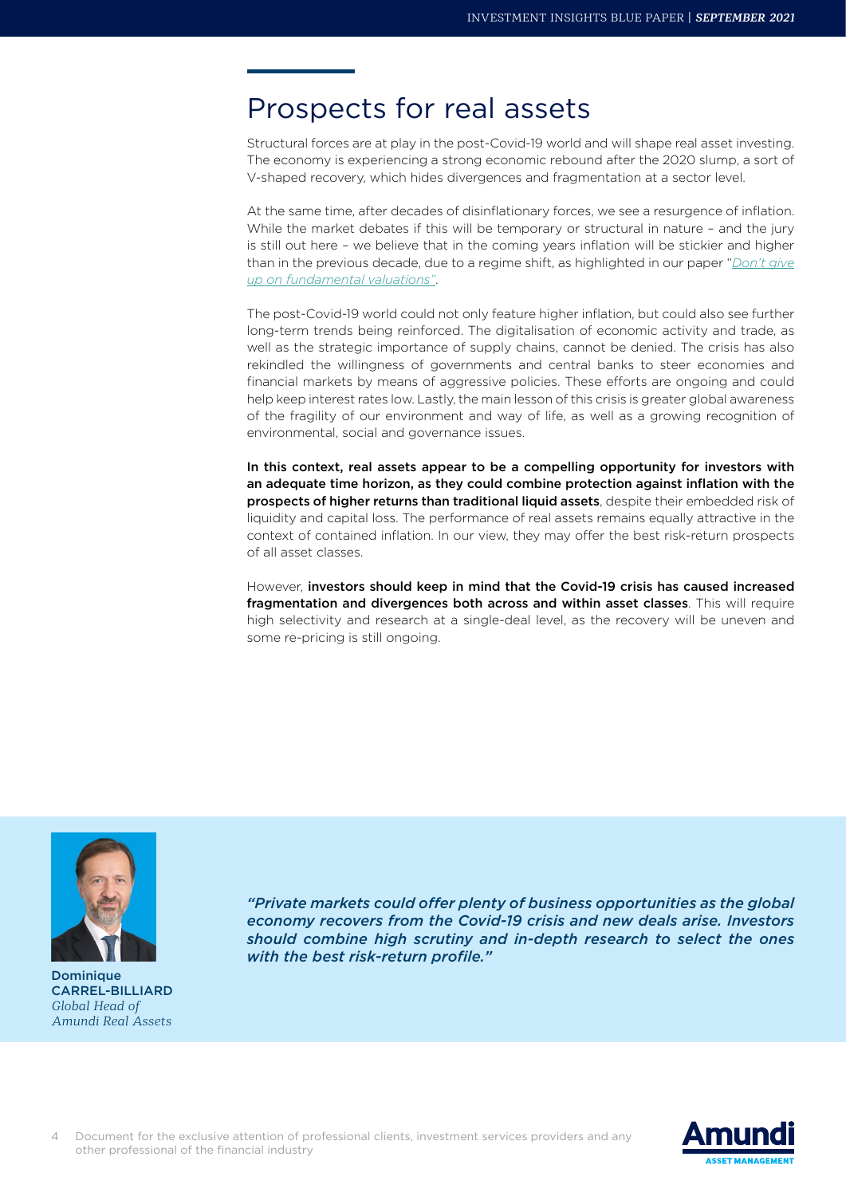# Prospects for real assets

Structural forces are at play in the post-Covid-19 world and will shape real asset investing. The economy is experiencing a strong economic rebound after the 2020 slump, a sort of V-shaped recovery, which hides divergences and fragmentation at a sector level.

At the same time, after decades of disinflationary forces, we see a resurgence of inflation. While the market debates if this will be temporary or structural in nature – and the jury is still out here – we believe that in the coming years inflation will be stickier and higher than in the previous decade, due to a regime shift, as highlighted in our paper "*Don't give up on fundamental valuations*".

The post-Covid-19 world could not only feature higher inflation, but could also see further long-term trends being reinforced. The digitalisation of economic activity and trade, as well as the strategic importance of supply chains, cannot be denied. The crisis has also rekindled the willingness of governments and central banks to steer economies and financial markets by means of aggressive policies. These efforts are ongoing and could help keep interest rates low. Lastly, the main lesson of this crisis is greater global awareness of the fragility of our environment and way of life, as well as a growing recognition of environmental, social and governance issues.

**In this context, real assets appear to be a compelling opportunity for investors with an adequate time horizon, as they could combine protection against inflation with the prospects of higher returns than traditional liquid assets**, despite their embedded risk of liquidity and capital loss. The performance of real assets remains equally attractive in the context of contained inflation. In our view, they may offer the best risk-return prospects of all asset classes.

However, **investors should keep in mind that the Covid-19 crisis has caused increased fragmentation and divergences both across and within asset classes**. This will require high selectivity and research at a single-deal level, as the recovery will be uneven and some re-pricing is still ongoing.

*"Private markets could offer plenty of business opportunities as the global economy recovers from the Covid-19 crisis and new deals arise. Investors should combine high scrutiny and in-depth research to select the ones with the best risk-return profile."*

Dominique CARREL-BILLIARD
*Global Head of Amundi Real Assets*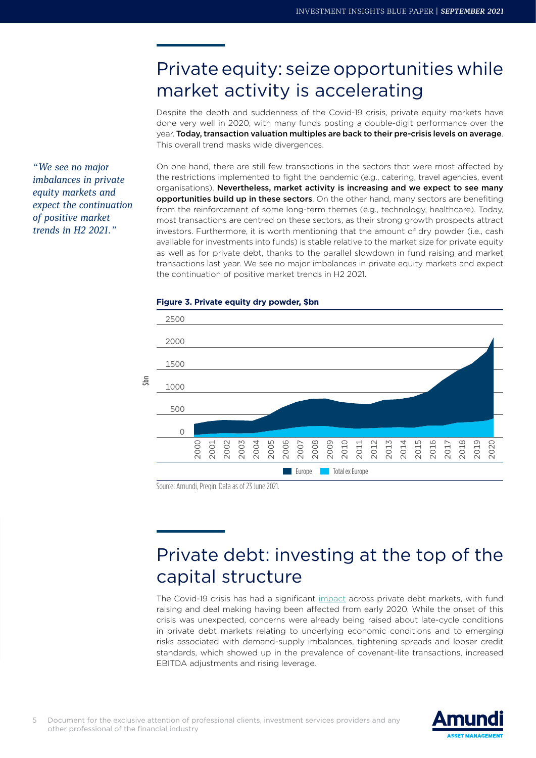# Private equity: seize opportunities while market activity is accelerating

Despite the depth and suddenness of the Covid-19 crisis, private equity markets have done very well in 2020, with many funds posting a double-digit performance over the year. **Today, transaction valuation multiples are back to their pre-crisis levels on average**. This overall trend masks wide divergences.

*"We see no major imbalances in private equity markets and expect the continuation of positive market trends in H2 2021."*

On one hand, there are still few transactions in the sectors that were most affected by the restrictions implemented to fight the pandemic (e.g., catering, travel agencies, event organisations). **Nevertheless, market activity is increasing and we expect to see many opportunities build up in these sectors**. On the other hand, many sectors are benefiting from the reinforcement of some long-term themes (e.g., technology, healthcare). Today, most transactions are centred on these sectors, as their strong growth prospects attract investors. Furthermore, it is worth mentioning that the amount of dry powder (i.e., cash available for investments into funds) is stable relative to the market size for private equity as well as for private debt, thanks to the parallel slowdown in fund raising and market transactions last year. We see no major imbalances in private equity markets and expect the continuation of positive market trends in H2 2021.

**Figure 3. Private equity dry powder, $bn**

Source: Amundi, Preqin. Data as of 23 June 2021.

# Private debt: investing at the top of the capital structure

The Covid-19 crisis has had a significant impact across private debt markets, with fund raising and deal making having been affected from early 2020. While the onset of this crisis was unexpected, concerns were already being raised about late-cycle conditions in private debt markets relating to underlying economic conditions and to emerging risks associated with demand-supply imbalances, tightening spreads and looser credit standards, which showed up in the prevalence of covenant-lite transactions, increased EBITDA adjustments and rising leverage.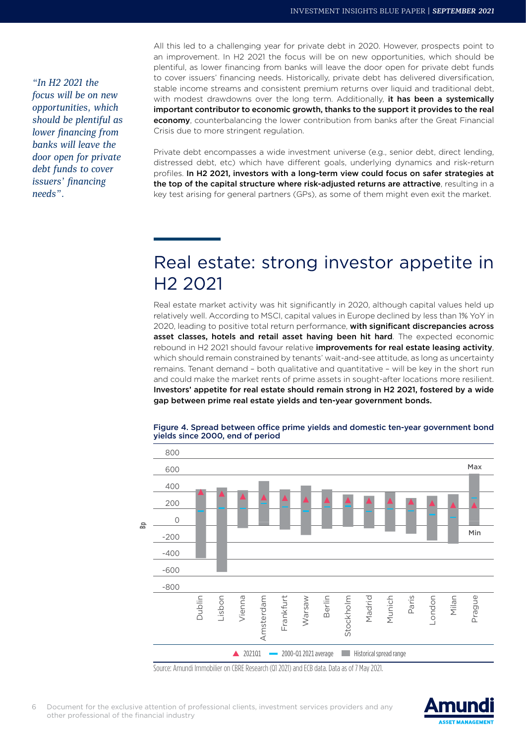*"In H2 2021 the focus will be on new opportunities, which should be plentiful as lower financing from banks will leave the door open for private debt funds to cover issuers' financing needs".*

All this led to a challenging year for private debt in 2020. However, prospects point to an improvement. In H2 2021 the focus will be on new opportunities, which should be plentiful, as lower financing from banks will leave the door open for private debt funds to cover issuers' financing needs. Historically, private debt has delivered diversification, stable income streams and consistent premium returns over liquid and traditional debt, with modest drawdowns over the long term. Additionally, **it has been a systemically important contributor to economic growth, thanks to the support it provides to the real economy**, counterbalancing the lower contribution from banks after the Great Financial Crisis due to more stringent regulation.

Private debt encompasses a wide investment universe (e.g., senior debt, direct lending, distressed debt, etc) which have different goals, underlying dynamics and risk-return profiles. **In H2 2021, investors with a long-term view could focus on safer strategies at the top of the capital structure where risk-adjusted returns are attractive**, resulting in a key test arising for general partners (GPs), as some of them might even exit the market.

## Real estate: strong investor appetite in H2 2021

Real estate market activity was hit significantly in 2020, although capital values held up relatively well. According to MSCI, capital values in Europe declined by less than 1% YoY in 2020, leading to positive total return performance, **with significant discrepancies across asset classes, hotels and retail asset having been hit hard**. The expected economic rebound in H2 2021 should favour relative **improvements for real estate leasing activity**, which should remain constrained by tenants' wait-and-see attitude, as long as uncertainty remains. Tenant demand – both qualitative and quantitative – will be key in the short run and could make the market rents of prime assets in sought-after locations more resilient. **Investors' appetite for real estate should remain strong in H2 2021, fostered by a wide gap between prime real estate yields and ten-year government bonds.**

**Figure 4. Spread between office prime yields and domestic ten-year government bond yields since 2000, end of period**

Source: Amundi Immobilier on CBRE Research (Q1 2021) and ECB data. Data as of 7 May 2021.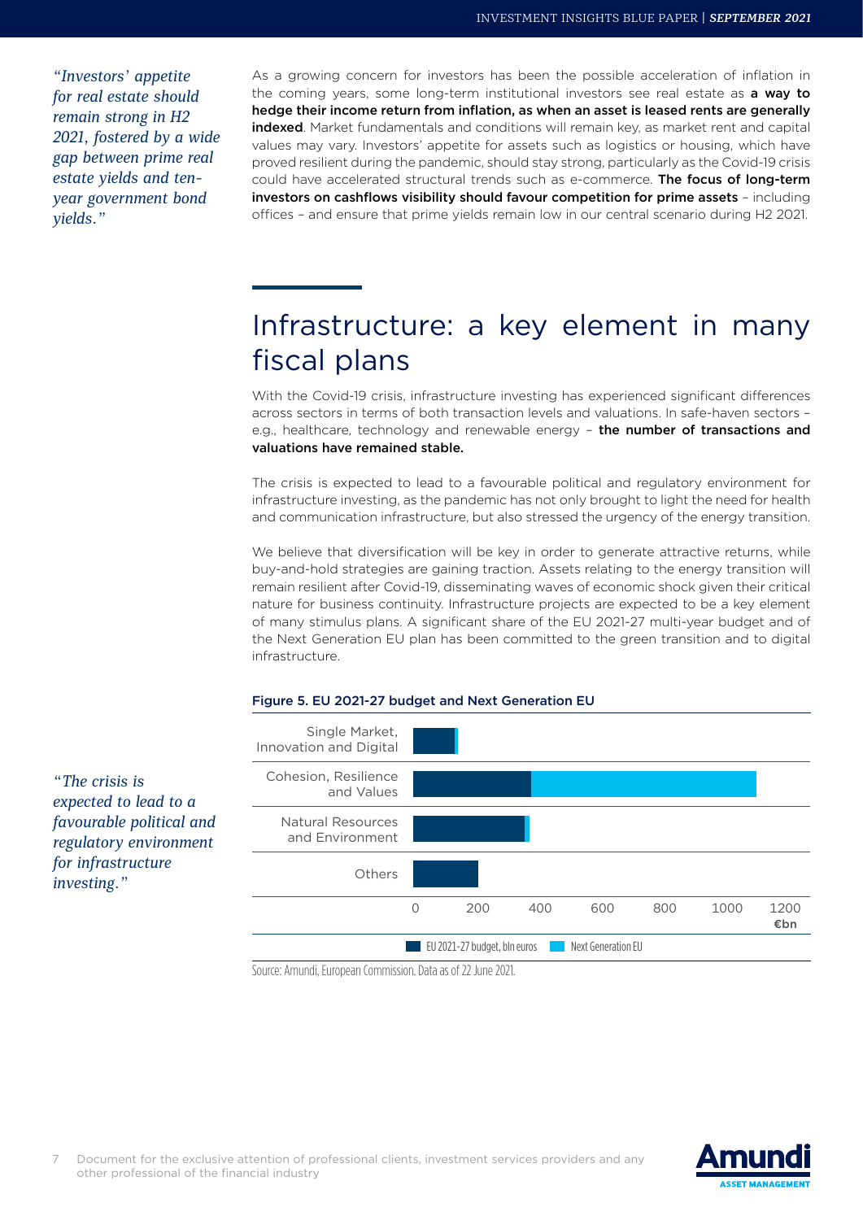*"Investors' appetite for real estate should remain strong in H2 2021, fostered by a wide gap between prime real estate yields and ten-year government bond yields."*

As a growing concern for investors has been the possible acceleration of inflation in the coming years, some long-term institutional investors see real estate as **a way to hedge their income return from inflation, as when an asset is leased rents are generally indexed**. Market fundamentals and conditions will remain key, as market rent and capital values may vary. Investors' appetite for assets such as logistics or housing, which have proved resilient during the pandemic, should stay strong, particularly as the Covid-19 crisis could have accelerated structural trends such as e-commerce. **The focus of long-term investors on cashflows visibility should favour competition for prime assets** – including offices – and ensure that prime yields remain low in our central scenario during H2 2021.

# Infrastructure: a key element in many fiscal plans

With the Covid-19 crisis, infrastructure investing has experienced significant differences across sectors in terms of both transaction levels and valuations. In safe-haven sectors – e.g., healthcare, technology and renewable energy – **the number of transactions and valuations have remained stable.**

The crisis is expected to lead to a favourable political and regulatory environment for infrastructure investing, as the pandemic has not only brought to light the need for health and communication infrastructure, but also stressed the urgency of the energy transition.

*"The crisis is expected to lead to a favourable political and regulatory environment for infrastructure investing."*

We believe that diversification will be key in order to generate attractive returns, while buy-and-hold strategies are gaining traction. Assets relating to the energy transition will remain resilient after Covid-19, disseminating waves of economic shock given their critical nature for business continuity. Infrastructure projects are expected to be a key element of many stimulus plans. A significant share of the EU 2021-27 multi-year budget and of the Next Generation EU plan has been committed to the green transition and to digital infrastructure.

**Figure 5. EU 2021-27 budget and Next Generation EU**

| | EU 2021-27 budget, bln euros (approx.) | Next Generation EU (approx.) |
|---|---|---|
| Single Market, Innovation and Digital | ~133 | ~11 |
| Cohesion, Resilience and Values | ~378 | ~721 |
| Natural Resources and Environment | ~356 | ~18 |
| Others | ~210 | |

Axis: 0 – 1200 €bn

Source: Amundi, European Commission. Data as of 22 June 2021.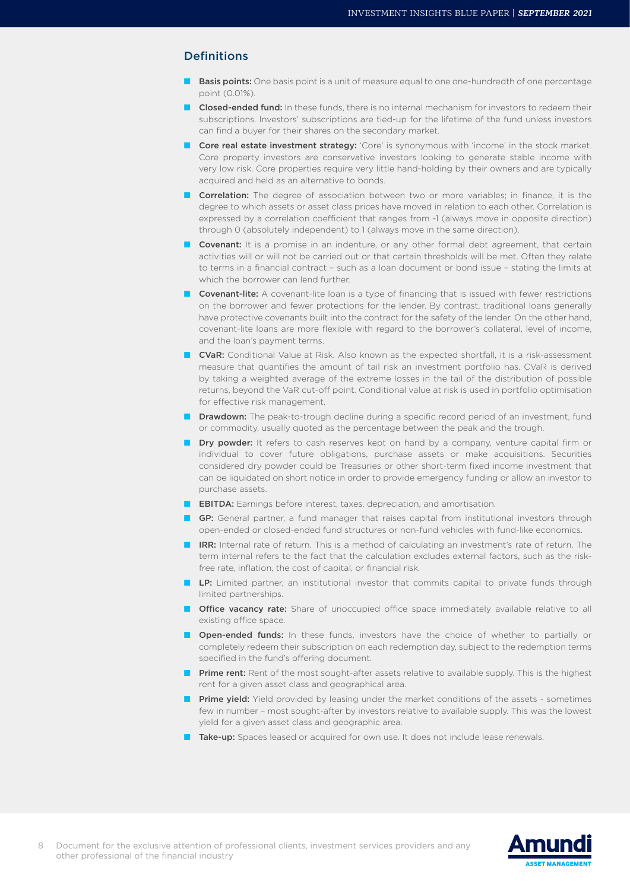## Definitions

- **Basis points:** One basis point is a unit of measure equal to one one-hundredth of one percentage point (0.01%).
- **Closed-ended fund:** In these funds, there is no internal mechanism for investors to redeem their subscriptions. Investors' subscriptions are tied-up for the lifetime of the fund unless investors can find a buyer for their shares on the secondary market.
- **Core real estate investment strategy:** 'Core' is synonymous with 'income' in the stock market. Core property investors are conservative investors looking to generate stable income with very low risk. Core properties require very little hand-holding by their owners and are typically acquired and held as an alternative to bonds.
- **Correlation:** The degree of association between two or more variables; in finance, it is the degree to which assets or asset class prices have moved in relation to each other. Correlation is expressed by a correlation coefficient that ranges from -1 (always move in opposite direction) through 0 (absolutely independent) to 1 (always move in the same direction).
- **Covenant:** It is a promise in an indenture, or any other formal debt agreement, that certain activities will or will not be carried out or that certain thresholds will be met. Often they relate to terms in a financial contract – such as a loan document or bond issue – stating the limits at which the borrower can lend further.
- **Covenant-lite:** A covenant-lite loan is a type of financing that is issued with fewer restrictions on the borrower and fewer protections for the lender. By contrast, traditional loans generally have protective covenants built into the contract for the safety of the lender. On the other hand, covenant-lite loans are more flexible with regard to the borrower's collateral, level of income, and the loan's payment terms.
- **CVaR:** Conditional Value at Risk. Also known as the expected shortfall, it is a risk-assessment measure that quantifies the amount of tail risk an investment portfolio has. CVaR is derived by taking a weighted average of the extreme losses in the tail of the distribution of possible returns, beyond the VaR cut-off point. Conditional value at risk is used in portfolio optimisation for effective risk management.
- **Drawdown:** The peak-to-trough decline during a specific record period of an investment, fund or commodity, usually quoted as the percentage between the peak and the trough.
- **Dry powder:** It refers to cash reserves kept on hand by a company, venture capital firm or individual to cover future obligations, purchase assets or make acquisitions. Securities considered dry powder could be Treasuries or other short-term fixed income investment that can be liquidated on short notice in order to provide emergency funding or allow an investor to purchase assets.
- **EBITDA:** Earnings before interest, taxes, depreciation, and amortisation.
- **GP:** General partner, a fund manager that raises capital from institutional investors through open-ended or closed-ended fund structures or non-fund vehicles with fund-like economics.
- **IRR:** Internal rate of return. This is a method of calculating an investment's rate of return. The term internal refers to the fact that the calculation excludes external factors, such as the risk-free rate, inflation, the cost of capital, or financial risk.
- **LP:** Limited partner, an institutional investor that commits capital to private funds through limited partnerships.
- **Office vacancy rate:** Share of unoccupied office space immediately available relative to all existing office space.
- **Open-ended funds:** In these funds, investors have the choice of whether to partially or completely redeem their subscription on each redemption day, subject to the redemption terms specified in the fund's offering document.
- **Prime rent:** Rent of the most sought-after assets relative to available supply. This is the highest rent for a given asset class and geographical area.
- **Prime yield:** Yield provided by leasing under the market conditions of the assets - sometimes few in number – most sought-after by investors relative to available supply. This was the lowest yield for a given asset class and geographic area.
- **Take-up:** Spaces leased or acquired for own use. It does not include lease renewals.

Document for the exclusive attention of professional clients, investment services providers and any other professional of the financial industry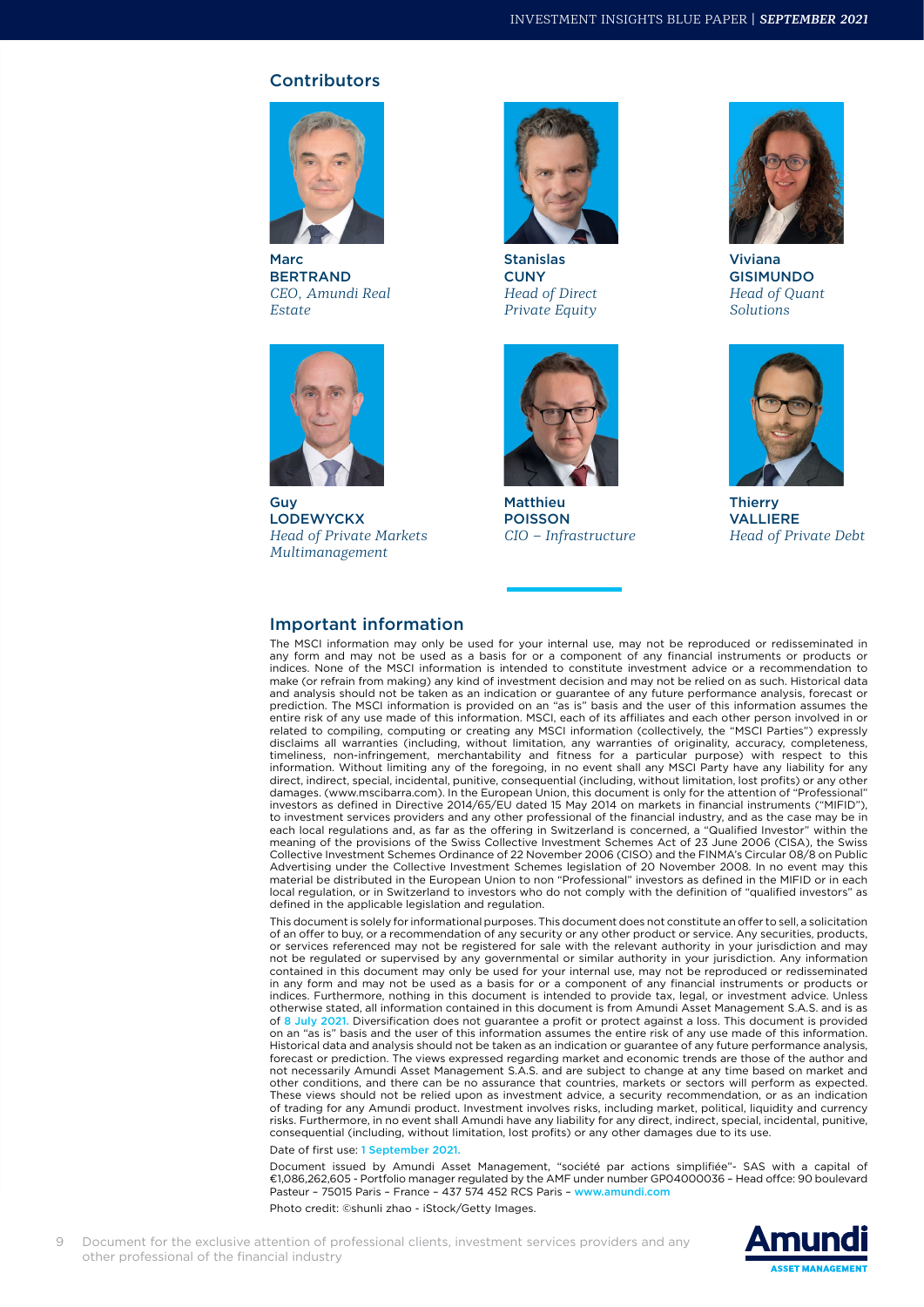## Contributors

**Marc BERTRAND**
*CEO, Amundi Real Estate*

**Stanislas CUNY**
*Head of Direct Private Equity*

**Viviana GISIMUNDO**
*Head of Quant Solutions*

**Guy LODEWYCKX**
*Head of Private Markets Multimanagement*

**Matthieu POISSON**
*CIO – Infrastructure*

**Thierry VALLIERE**
*Head of Private Debt*

## Important information

The MSCI information may only be used for your internal use, may not be reproduced or redisseminated in any form and may not be used as a basis for or a component of any financial instruments or products or indices. None of the MSCI information is intended to constitute investment advice or a recommendation to make (or refrain from making) any kind of investment decision and may not be relied on as such. Historical data and analysis should not be taken as an indication or guarantee of any future performance analysis, forecast or prediction. The MSCI information is provided on an "as is" basis and the user of this information assumes the entire risk of any use made of this information. MSCI, each of its affiliates and each other person involved in or related to compiling, computing or creating any MSCI information (collectively, the "MSCI Parties") expressly disclaims all warranties (including, without limitation, any warranties of originality, accuracy, completeness, timeliness, non-infringement, merchantability and fitness for a particular purpose) with respect to this information. Without limiting any of the foregoing, in no event shall any MSCI Party have any liability for any direct, indirect, special, incidental, punitive, consequential (including, without limitation, lost profits) or any other damages. (www.mscibarra.com). In the European Union, this document is only for the attention of "Professional" investors as defined in Directive 2014/65/EU dated 15 May 2014 on markets in financial instruments ("MIFID"), to investment services providers and any other professional of the financial industry, and as the case may be in each local regulations and, as far as the offering in Switzerland is concerned, a "Qualified Investor" within the meaning of the provisions of the Swiss Collective Investment Schemes Act of 23 June 2006 (CISA), the Swiss Collective Investment Schemes Ordinance of 22 November 2006 (CISO) and the FINMA's Circular 08/8 on Public Advertising under the Collective Investment Schemes legislation of 20 November 2008. In no event may this material be distributed in the European Union to non "Professional" investors as defined in the MIFID or in each local regulation, or in Switzerland to investors who do not comply with the definition of "qualified investors" as defined in the applicable legislation and regulation.

This document is solely for informational purposes. This document does not constitute an offer to sell, a solicitation of an offer to buy, or a recommendation of any security or any other product or service. Any securities, products, or services referenced may not be registered for sale with the relevant authority in your jurisdiction and may not be regulated or supervised by any governmental or similar authority in your jurisdiction. Any information contained in this document may only be used for your internal use, may not be reproduced or redisseminated in any form and may not be used as a basis for or a component of any financial instruments or products or indices. Furthermore, nothing in this document is intended to provide tax, legal, or investment advice. Unless otherwise stated, all information contained in this document is from Amundi Asset Management S.A.S. and is as of 8 July 2021. Diversification does not guarantee a profit or protect against a loss. This document is provided on an "as is" basis and the user of this information assumes the entire risk of any use made of this information. Historical data and analysis should not be taken as an indication or guarantee of any future performance analysis, forecast or prediction. The views expressed regarding market and economic trends are those of the author and not necessarily Amundi Asset Management S.A.S. and are subject to change at any time based on market and other conditions, and there can be no assurance that countries, markets or sectors will perform as expected. These views should not be relied upon as investment advice, a security recommendation, or as an indication of trading for any Amundi product. Investment involves risks, including market, political, liquidity and currency risks. Furthermore, in no event shall Amundi have any liability for any direct, indirect, special, incidental, punitive, consequential (including, without limitation, lost profits) or any other damages due to its use.

Date of first use: 1 September 2021.

Document issued by Amundi Asset Management, "société par actions simplifiée"- SAS with a capital of €1,086,262,605 - Portfolio manager regulated by the AMF under number GP04000036 – Head offce: 90 boulevard Pasteur – 75015 Paris – France – 437 574 452 RCS Paris – www.amundi.com

Photo credit: ©shunli zhao - iStock/Getty Images.

Document for the exclusive attention of professional clients, investment services providers and any other professional of the financial industry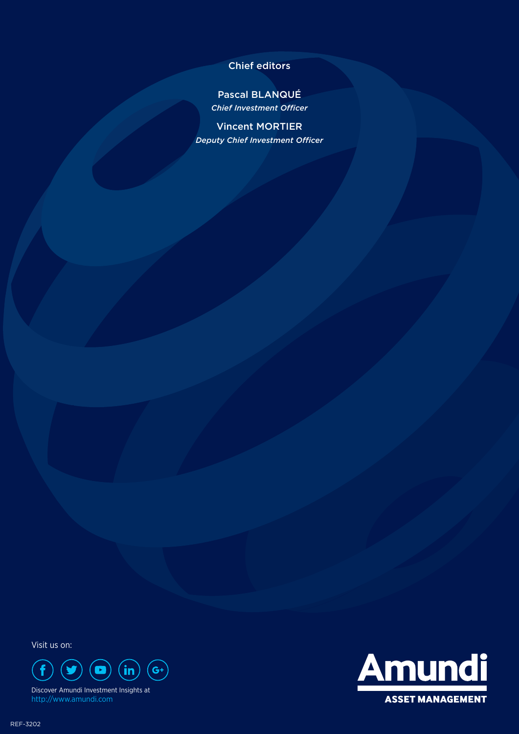Chief editors

Pascal BLANQUÉ
*Chief Investment Officer*

Vincent MORTIER
*Deputy Chief Investment Officer*

Visit us on:

Discover Amundi Investment Insights at
http://www.amundi.com

Amundi
ASSET MANAGEMENT

REF-3202